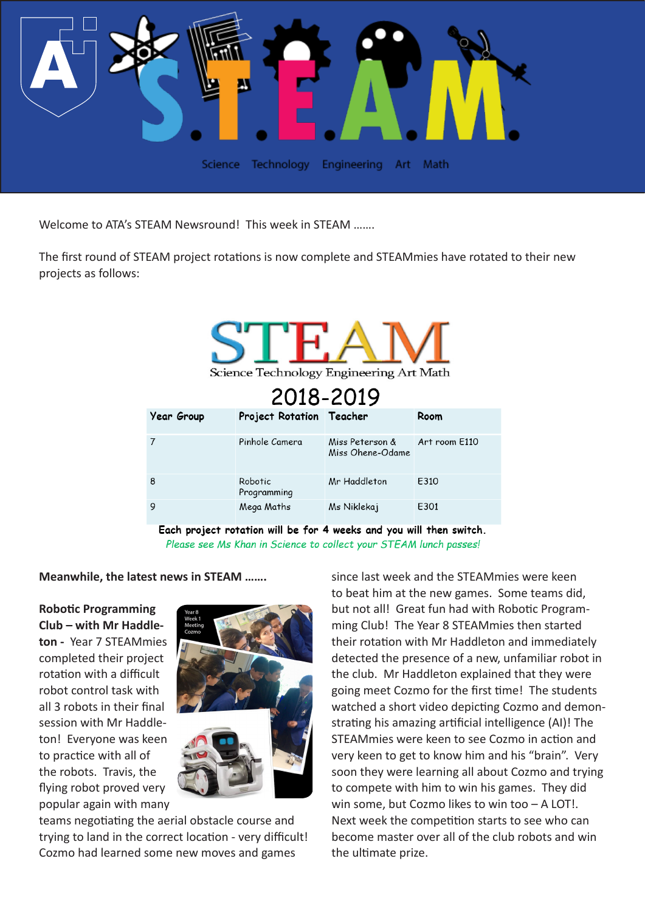# S.T.E.A.M.

Science Technology Engineering Art Math

Welcome to ATA's STEAM Newsround! This week in STEAM …….

The first round of STEAM project rotations is now complete and STEAMmies have rotated to their new projects as follows:

## STEAM

Science Technology Engineering Art Math

### 2018-2019

| Year Group | Project Rotation | Teacher | Room |
|---|---|---|---|
| 7 | Pinhole Camera | Miss Peterson & Miss Ohene-Odame | Art room E110 |
| 8 | Robotic Programming | Mr Haddleton | E310 |
| 9 | Mega Maths | Ms Niklekaj | E301 |

**Each project rotation will be for 4 weeks and you will then switch.**

*Please see Ms Khan in Science to collect your STEAM lunch passes!*

**Meanwhile, the latest news in STEAM …….**

**Robotic Programming Club – with Mr Haddleton -** Year 7 STEAMmies completed their project rotation with a difficult robot control task with all 3 robots in their final session with Mr Haddleton! Everyone was keen to practice with all of the robots. Travis, the flying robot proved very popular again with many teams negotiating the aerial obstacle course and trying to land in the correct location - very difficult! Cozmo had learned some new moves and games since last week and the STEAMmies were keen to beat him at the new games. Some teams did, but not all! Great fun had with Robotic Programming Club! The Year 8 STEAMmies then started their rotation with Mr Haddleton and immediately detected the presence of a new, unfamiliar robot in the club. Mr Haddleton explained that they were going meet Cozmo for the first time! The students watched a short video depicting Cozmo and demonstrating his amazing artificial intelligence (AI)! The STEAMmies were keen to see Cozmo in action and very keen to get to know him and his "brain". Very soon they were learning all about Cozmo and trying to compete with him to win his games. They did win some, but Cozmo likes to win too – A LOT!. Next week the competition starts to see who can become master over all of the club robots and win the ultimate prize.

Year 8
Week 1
Meeting
Cozmo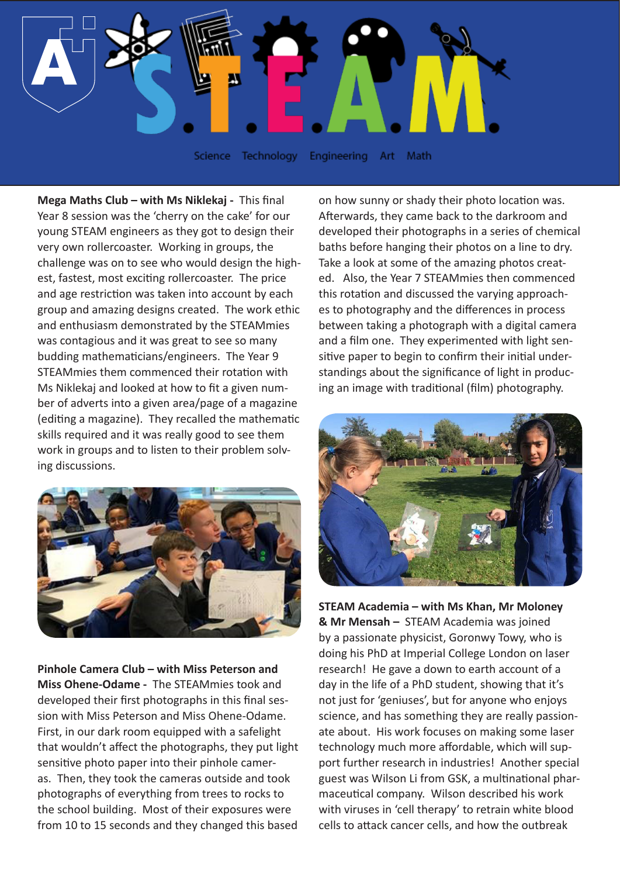# S.T.E.A.M.

Science Technology Engineering Art Math

**Mega Maths Club – with Ms Niklekaj -** This final Year 8 session was the 'cherry on the cake' for our young STEAM engineers as they got to design their very own rollercoaster. Working in groups, the challenge was on to see who would design the highest, fastest, most exciting rollercoaster. The price and age restriction was taken into account by each group and amazing designs created. The work ethic and enthusiasm demonstrated by the STEAMmies was contagious and it was great to see so many budding mathematicians/engineers. The Year 9 STEAMmies them commenced their rotation with Ms Niklekaj and looked at how to fit a given number of adverts into a given area/page of a magazine (editing a magazine). They recalled the mathematic skills required and it was really good to see them work in groups and to listen to their problem solving discussions.

**Pinhole Camera Club – with Miss Peterson and Miss Ohene-Odame -** The STEAMmies took and developed their first photographs in this final session with Miss Peterson and Miss Ohene-Odame. First, in our dark room equipped with a safelight that wouldn't affect the photographs, they put light sensitive photo paper into their pinhole cameras. Then, they took the cameras outside and took photographs of everything from trees to rocks to the school building. Most of their exposures were from 10 to 15 seconds and they changed this based on how sunny or shady their photo location was. Afterwards, they came back to the darkroom and developed their photographs in a series of chemical baths before hanging their photos on a line to dry. Take a look at some of the amazing photos created. Also, the Year 7 STEAMmies then commenced this rotation and discussed the varying approaches to photography and the differences in process between taking a photograph with a digital camera and a film one. They experimented with light sensitive paper to begin to confirm their initial understandings about the significance of light in producing an image with traditional (film) photography.

**STEAM Academia – with Ms Khan, Mr Moloney & Mr Mensah –** STEAM Academia was joined by a passionate physicist, Goronwy Towy, who is doing his PhD at Imperial College London on laser research! He gave a down to earth account of a day in the life of a PhD student, showing that it's not just for 'geniuses', but for anyone who enjoys science, and has something they are really passionate about. His work focuses on making some laser technology much more affordable, which will support further research in industries! Another special guest was Wilson Li from GSK, a multinational pharmaceutical company. Wilson described his work with viruses in 'cell therapy' to retrain white blood cells to attack cancer cells, and how the outbreak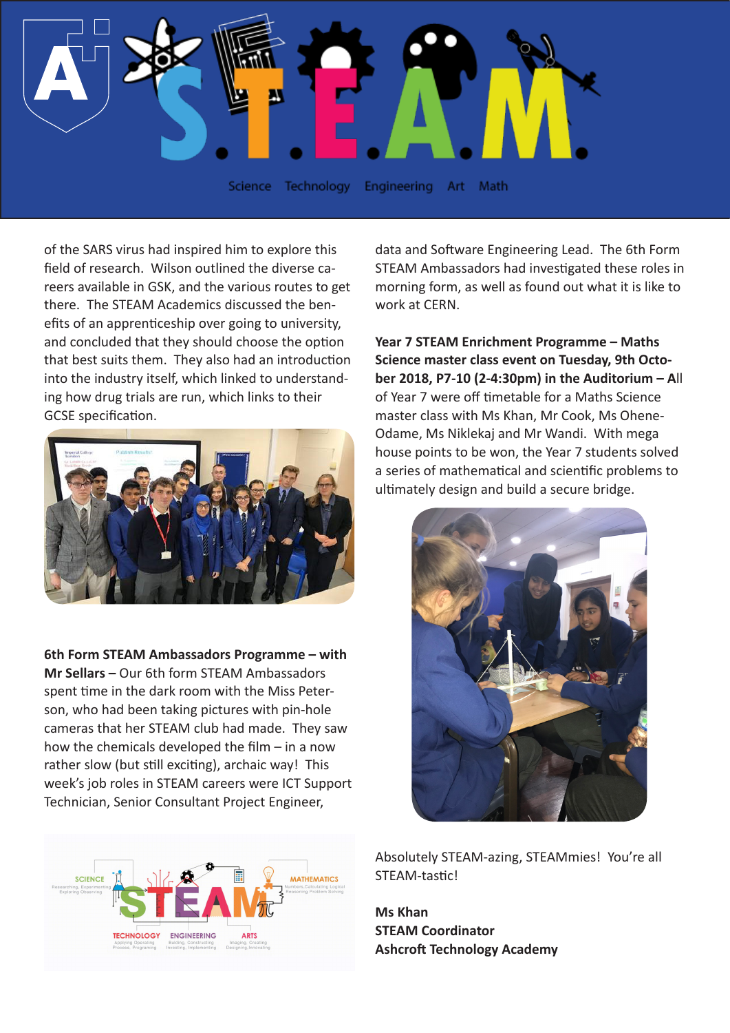of the SARS virus had inspired him to explore this field of research. Wilson outlined the diverse careers available in GSK, and the various routes to get there. The STEAM Academics discussed the benefits of an apprenticeship over going to university, and concluded that they should choose the option that best suits them. They also had an introduction into the industry itself, which linked to understanding how drug trials are run, which links to their GCSE specification.

**6th Form STEAM Ambassadors Programme – with Mr Sellars –** Our 6th form STEAM Ambassadors spent time in the dark room with the Miss Peterson, who had been taking pictures with pin-hole cameras that her STEAM club had made. They saw how the chemicals developed the film – in a now rather slow (but still exciting), archaic way! This week's job roles in STEAM careers were ICT Support Technician, Senior Consultant Project Engineer, data and Software Engineering Lead. The 6th Form STEAM Ambassadors had investigated these roles in morning form, as well as found out what it is like to work at CERN.

**Year 7 STEAM Enrichment Programme – Maths Science master class event on Tuesday, 9th October 2018, P7-10 (2-4:30pm) in the Auditorium –** All of Year 7 were off timetable for a Maths Science master class with Ms Khan, Mr Cook, Ms Ohene-Odame, Ms Niklekaj and Mr Wandi. With mega house points to be won, the Year 7 students solved a series of mathematical and scientific problems to ultimately design and build a secure bridge.

Absolutely STEAM-azing, STEAMmies! You're all STEAM-tastic!

**Ms Khan**
**STEAM Coordinator**
**Ashcroft Technology Academy**